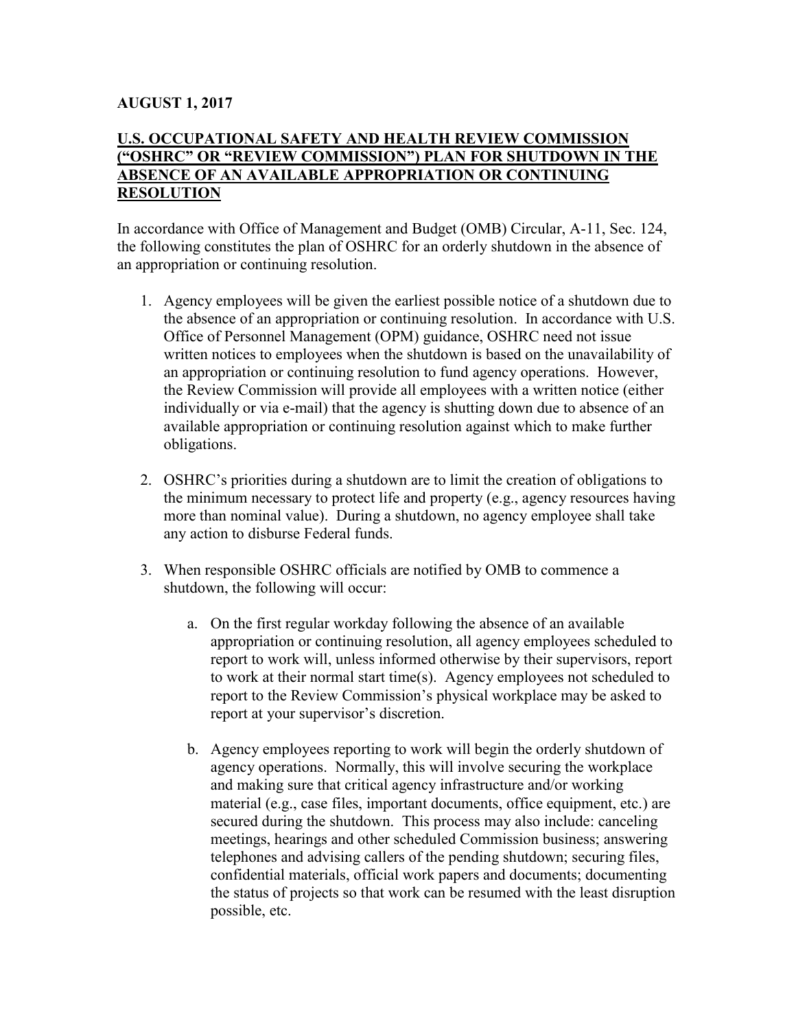**AUGUST 1, 2017**

# U.S. OCCUPATIONAL SAFETY AND HEALTH REVIEW COMMISSION ("OSHRC" OR "REVIEW COMMISSION") PLAN FOR SHUTDOWN IN THE ABSENCE OF AN AVAILABLE APPROPRIATION OR CONTINUING RESOLUTION

In accordance with Office of Management and Budget (OMB) Circular, A-11, Sec. 124, the following constitutes the plan of OSHRC for an orderly shutdown in the absence of an appropriation or continuing resolution.

1. Agency employees will be given the earliest possible notice of a shutdown due to the absence of an appropriation or continuing resolution. In accordance with U.S. Office of Personnel Management (OPM) guidance, OSHRC need not issue written notices to employees when the shutdown is based on the unavailability of an appropriation or continuing resolution to fund agency operations. However, the Review Commission will provide all employees with a written notice (either individually or via e-mail) that the agency is shutting down due to absence of an available appropriation or continuing resolution against which to make further obligations.

2. OSHRC's priorities during a shutdown are to limit the creation of obligations to the minimum necessary to protect life and property (e.g., agency resources having more than nominal value). During a shutdown, no agency employee shall take any action to disburse Federal funds.

3. When responsible OSHRC officials are notified by OMB to commence a shutdown, the following will occur:

    a. On the first regular workday following the absence of an available appropriation or continuing resolution, all agency employees scheduled to report to work will, unless informed otherwise by their supervisors, report to work at their normal start time(s). Agency employees not scheduled to report to the Review Commission's physical workplace may be asked to report at your supervisor's discretion.

    b. Agency employees reporting to work will begin the orderly shutdown of agency operations. Normally, this will involve securing the workplace and making sure that critical agency infrastructure and/or working material (e.g., case files, important documents, office equipment, etc.) are secured during the shutdown. This process may also include: canceling meetings, hearings and other scheduled Commission business; answering telephones and advising callers of the pending shutdown; securing files, confidential materials, official work papers and documents; documenting the status of projects so that work can be resumed with the least disruption possible, etc.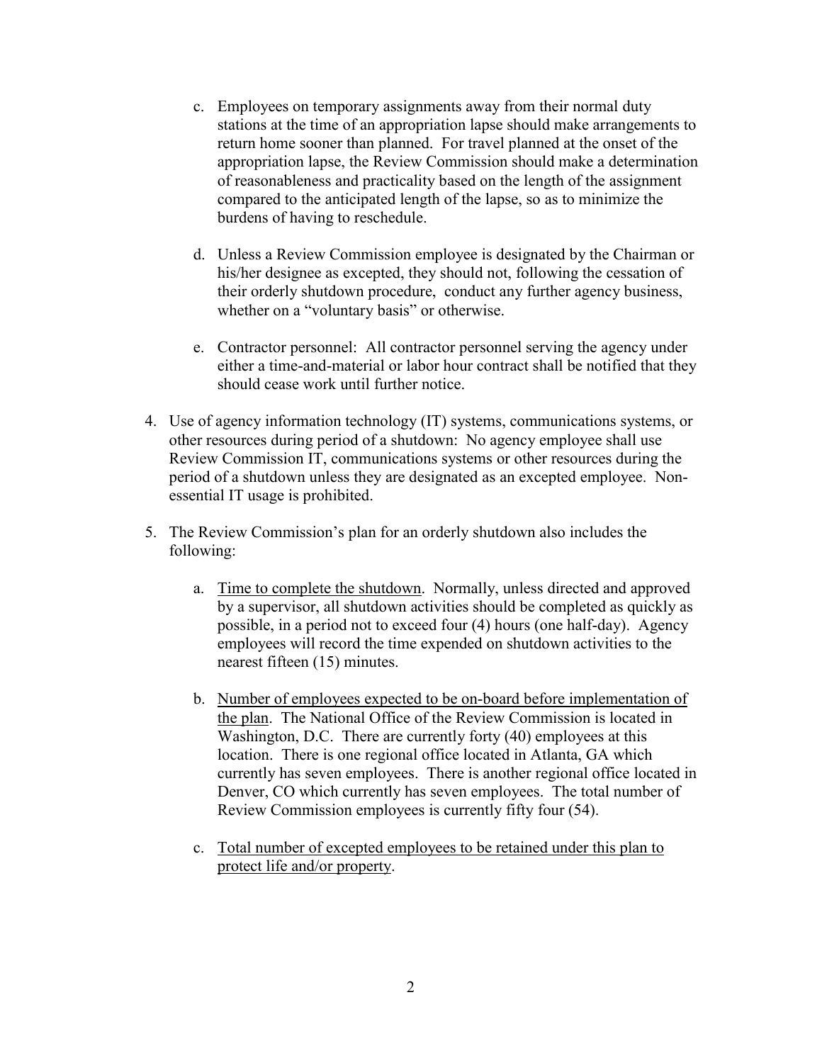c. Employees on temporary assignments away from their normal duty stations at the time of an appropriation lapse should make arrangements to return home sooner than planned. For travel planned at the onset of the appropriation lapse, the Review Commission should make a determination of reasonableness and practicality based on the length of the assignment compared to the anticipated length of the lapse, so as to minimize the burdens of having to reschedule.

d. Unless a Review Commission employee is designated by the Chairman or his/her designee as excepted, they should not, following the cessation of their orderly shutdown procedure, conduct any further agency business, whether on a "voluntary basis" or otherwise.

e. Contractor personnel: All contractor personnel serving the agency under either a time-and-material or labor hour contract shall be notified that they should cease work until further notice.

4. Use of agency information technology (IT) systems, communications systems, or other resources during period of a shutdown: No agency employee shall use Review Commission IT, communications systems or other resources during the period of a shutdown unless they are designated as an excepted employee. Non-essential IT usage is prohibited.

5. The Review Commission's plan for an orderly shutdown also includes the following:

   a. <u>Time to complete the shutdown</u>. Normally, unless directed and approved by a supervisor, all shutdown activities should be completed as quickly as possible, in a period not to exceed four (4) hours (one half-day). Agency employees will record the time expended on shutdown activities to the nearest fifteen (15) minutes.

   b. <u>Number of employees expected to be on-board before implementation of the plan</u>. The National Office of the Review Commission is located in Washington, D.C. There are currently forty (40) employees at this location. There is one regional office located in Atlanta, GA which currently has seven employees. There is another regional office located in Denver, CO which currently has seven employees. The total number of Review Commission employees is currently fifty four (54).

   c. <u>Total number of excepted employees to be retained under this plan to protect life and/or property</u>.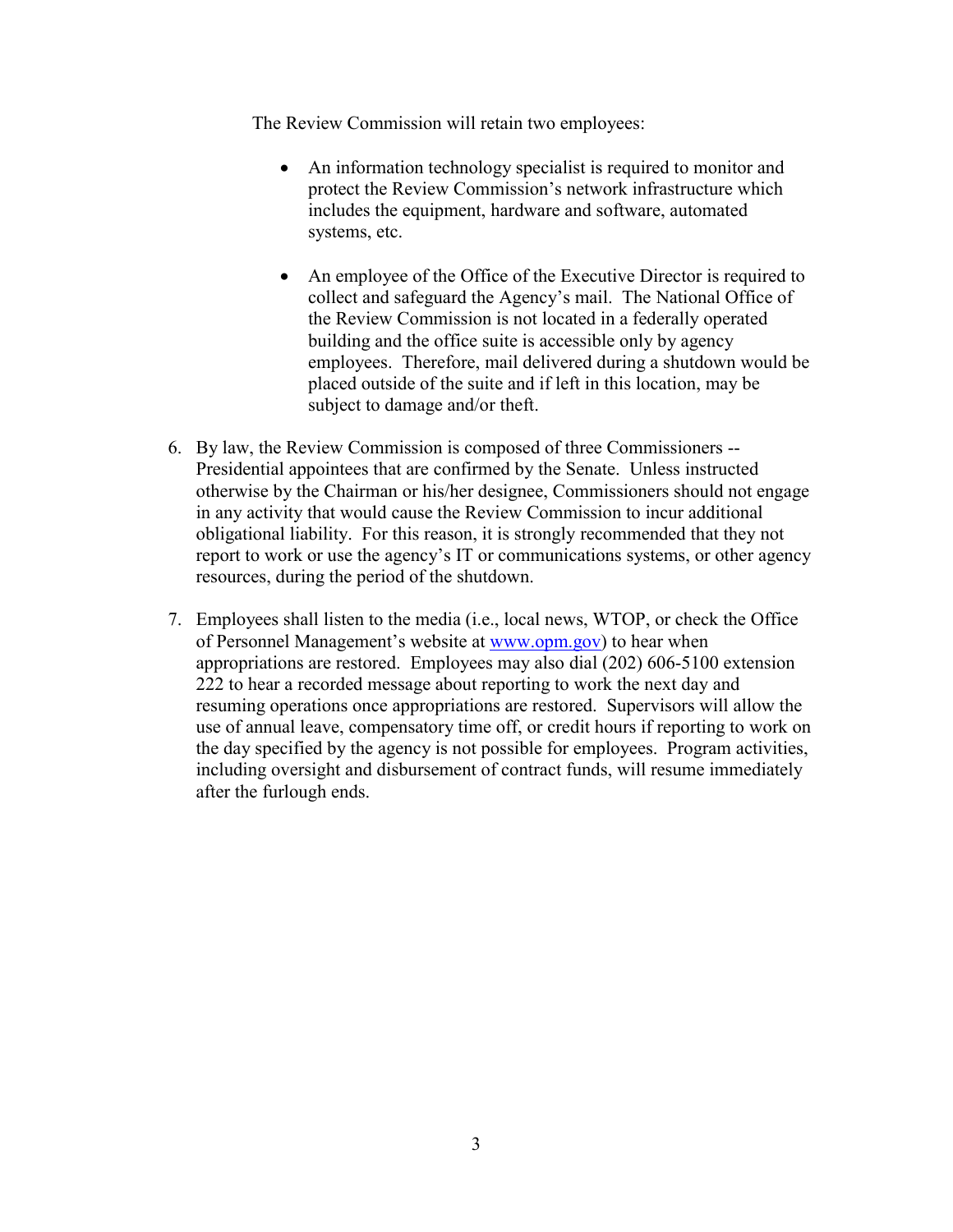The Review Commission will retain two employees:

- An information technology specialist is required to monitor and protect the Review Commission's network infrastructure which includes the equipment, hardware and software, automated systems, etc.

- An employee of the Office of the Executive Director is required to collect and safeguard the Agency's mail. The National Office of the Review Commission is not located in a federally operated building and the office suite is accessible only by agency employees. Therefore, mail delivered during a shutdown would be placed outside of the suite and if left in this location, may be subject to damage and/or theft.

6. By law, the Review Commission is composed of three Commissioners -- Presidential appointees that are confirmed by the Senate. Unless instructed otherwise by the Chairman or his/her designee, Commissioners should not engage in any activity that would cause the Review Commission to incur additional obligational liability. For this reason, it is strongly recommended that they not report to work or use the agency's IT or communications systems, or other agency resources, during the period of the shutdown.

7. Employees shall listen to the media (i.e., local news, WTOP, or check the Office of Personnel Management's website at [www.opm.gov](http://www.opm.gov)) to hear when appropriations are restored. Employees may also dial (202) 606-5100 extension 222 to hear a recorded message about reporting to work the next day and resuming operations once appropriations are restored. Supervisors will allow the use of annual leave, compensatory time off, or credit hours if reporting to work on the day specified by the agency is not possible for employees. Program activities, including oversight and disbursement of contract funds, will resume immediately after the furlough ends.